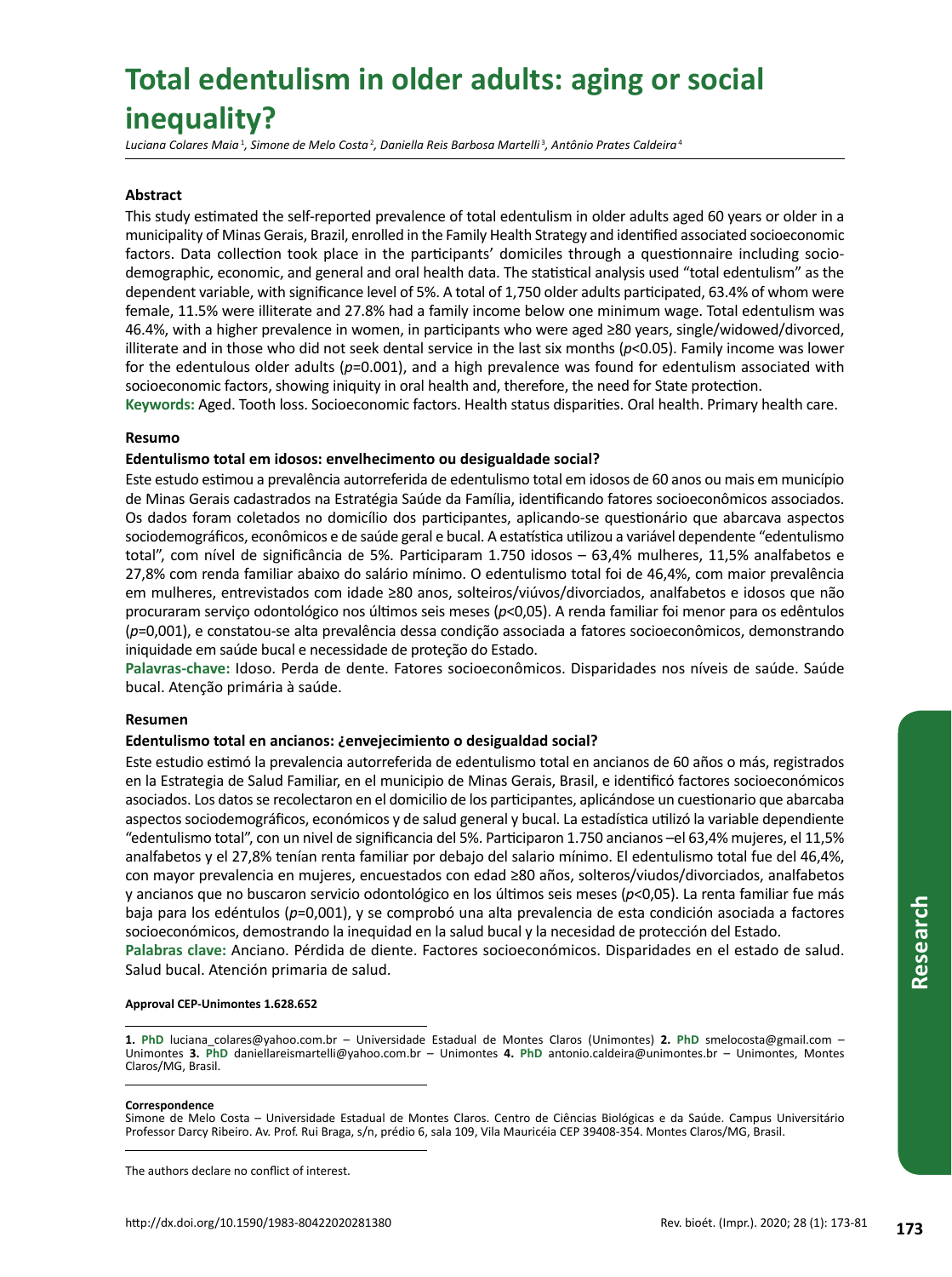# Total edentulism in older adults: aging or social inequality?

*Luciana Colares Maia [1], Simone de Melo Costa [2], Daniella Reis Barbosa Martelli [3], Antônio Prates Caldeira [4]*

**Abstract**

This study estimated the self-reported prevalence of total edentulism in older adults aged 60 years or older in a municipality of Minas Gerais, Brazil, enrolled in the Family Health Strategy and identified associated socioeconomic factors. Data collection took place in the participants' domiciles through a questionnaire including socio-demographic, economic, and general and oral health data. The statistical analysis used "total edentulism" as the dependent variable, with significance level of 5%. A total of 1,750 older adults participated, 63.4% of whom were female, 11.5% were illiterate and 27.8% had a family income below one minimum wage. Total edentulism was 46.4%, with a higher prevalence in women, in participants who were aged ≥80 years, single/widowed/divorced, illiterate and in those who did not seek dental service in the last six months ($p$<0.05). Family income was lower for the edentulous older adults ($p$=0.001), and a high prevalence was found for edentulism associated with socioeconomic factors, showing iniquity in oral health and, therefore, the need for State protection.

**Keywords:** Aged. Tooth loss. Socioeconomic factors. Health status disparities. Oral health. Primary health care.

**Resumo**

**Edentulismo total em idosos: envelhecimento ou desigualdade social?**

Este estudo estimou a prevalência autorreferida de edentulismo total em idosos de 60 anos ou mais em município de Minas Gerais cadastrados na Estratégia Saúde da Família, identificando fatores socioeconômicos associados. Os dados foram coletados no domicílio dos participantes, aplicando-se questionário que abarcava aspectos sociodemográficos, econômicos e de saúde geral e bucal. A estatística utilizou a variável dependente "edentulismo total", com nível de significância de 5%. Participaram 1.750 idosos – 63,4% mulheres, 11,5% analfabetos e 27,8% com renda familiar abaixo do salário mínimo. O edentulismo total foi de 46,4%, com maior prevalência em mulheres, entrevistados com idade ≥80 anos, solteiros/viúvos/divorciados, analfabetos e idosos que não procuraram serviço odontológico nos últimos seis meses ($p$<0,05). A renda familiar foi menor para os edêntulos ($p$=0,001), e constatou-se alta prevalência dessa condição associada a fatores socioeconômicos, demonstrando iniquidade em saúde bucal e necessidade de proteção do Estado.

**Palavras-chave:** Idoso. Perda de dente. Fatores socioeconômicos. Disparidades nos níveis de saúde. Saúde bucal. Atenção primária à saúde.

**Resumen**

**Edentulismo total en ancianos: ¿envejecimiento o desigualdad social?**

Este estudio estimó la prevalencia autorreferida de edentulismo total en ancianos de 60 años o más, registrados en la Estrategia de Salud Familiar, en el municipio de Minas Gerais, Brasil, e identificó factores socioeconómicos asociados. Los datos se recolectaron en el domicilio de los participantes, aplicándose un cuestionario que abarcaba aspectos sociodemográficos, económicos y de salud general y bucal. La estadística utilizó la variable dependiente "edentulismo total", con un nivel de significancia del 5%. Participaron 1.750 ancianos –el 63,4% mujeres, el 11,5% analfabetos y el 27,8% tenían renta familiar por debajo del salario mínimo. El edentulismo total fue del 46,4%, con mayor prevalencia en mujeres, encuestados con edad ≥80 años, solteros/viudos/divorciados, analfabetos y ancianos que no buscaron servicio odontológico en los últimos seis meses ($p$<0,05). La renta familiar fue más baja para los edéntulos ($p$=0,001), y se comprobó una alta prevalencia de esta condición asociada a factores socioeconómicos, demostrando la inequidad en la salud bucal y la necesidad de protección del Estado.

**Palabras clave:** Anciano. Pérdida de diente. Factores socioeconómicos. Disparidades en el estado de salud. Salud bucal. Atención primaria de salud.

**Approval CEP-Unimontes 1.628.652**

**1. PhD** luciana_colares@yahoo.com.br – Universidade Estadual de Montes Claros (Unimontes) **2. PhD** smelocosta@gmail.com – Unimontes **3. PhD** daniellareismartelli@yahoo.com.br – Unimontes **4. PhD** antonio.caldeira@unimontes.br – Unimontes, Montes Claros/MG, Brasil.

**Correspondence**
Simone de Melo Costa – Universidade Estadual de Montes Claros. Centro de Ciências Biológicas e da Saúde. Campus Universitário Professor Darcy Ribeiro. Av. Prof. Rui Braga, s/n, prédio 6, sala 109, Vila Mauricéia CEP 39408-354. Montes Claros/MG, Brasil.

The authors declare no conflict of interest.

http://dx.doi.org/10.1590/1983-80422020281380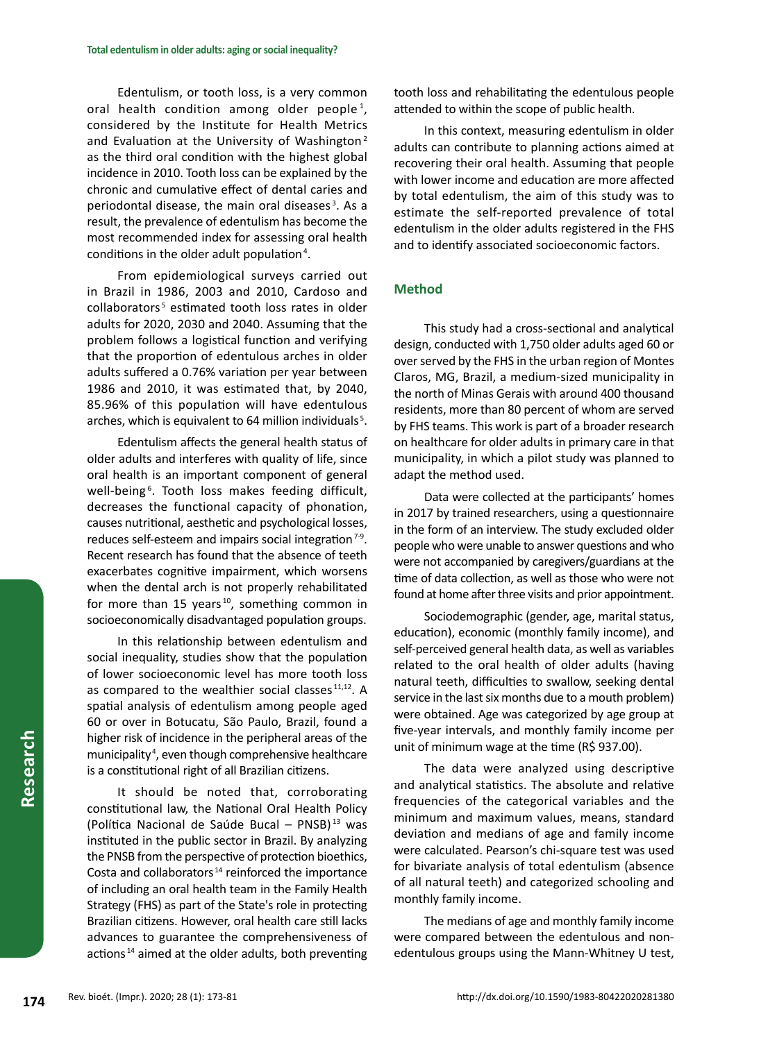Edentulism, or tooth loss, is a very common oral health condition among older people [1], considered by the Institute for Health Metrics and Evaluation at the University of Washington [2] as the third oral condition with the highest global incidence in 2010. Tooth loss can be explained by the chronic and cumulative effect of dental caries and periodontal disease, the main oral diseases [3]. As a result, the prevalence of edentulism has become the most recommended index for assessing oral health conditions in the older adult population [4].

From epidemiological surveys carried out in Brazil in 1986, 2003 and 2010, Cardoso and collaborators [5] estimated tooth loss rates in older adults for 2020, 2030 and 2040. Assuming that the problem follows a logistical function and verifying that the proportion of edentulous arches in older adults suffered a 0.76% variation per year between 1986 and 2010, it was estimated that, by 2040, 85.96% of this population will have edentulous arches, which is equivalent to 64 million individuals [5].

Edentulism affects the general health status of older adults and interferes with quality of life, since oral health is an important component of general well-being [6]. Tooth loss makes feeding difficult, decreases the functional capacity of phonation, causes nutritional, aesthetic and psychological losses, reduces self-esteem and impairs social integration [7-9]. Recent research has found that the absence of teeth exacerbates cognitive impairment, which worsens when the dental arch is not properly rehabilitated for more than 15 years [10], something common in socioeconomically disadvantaged population groups.

In this relationship between edentulism and social inequality, studies show that the population of lower socioeconomic level has more tooth loss as compared to the wealthier social classes [11,12]. A spatial analysis of edentulism among people aged 60 or over in Botucatu, São Paulo, Brazil, found a higher risk of incidence in the peripheral areas of the municipality [4], even though comprehensive healthcare is a constitutional right of all Brazilian citizens.

It should be noted that, corroborating constitutional law, the National Oral Health Policy (Política Nacional de Saúde Bucal – PNSB) [13] was instituted in the public sector in Brazil. By analyzing the PNSB from the perspective of protection bioethics, Costa and collaborators [14] reinforced the importance of including an oral health team in the Family Health Strategy (FHS) as part of the State's role in protecting Brazilian citizens. However, oral health care still lacks advances to guarantee the comprehensiveness of actions [14] aimed at the older adults, both preventing tooth loss and rehabilitating the edentulous people attended to within the scope of public health.

In this context, measuring edentulism in older adults can contribute to planning actions aimed at recovering their oral health. Assuming that people with lower income and education are more affected by total edentulism, the aim of this study was to estimate the self-reported prevalence of total edentulism in the older adults registered in the FHS and to identify associated socioeconomic factors.

## Method

This study had a cross-sectional and analytical design, conducted with 1,750 older adults aged 60 or over served by the FHS in the urban region of Montes Claros, MG, Brazil, a medium-sized municipality in the north of Minas Gerais with around 400 thousand residents, more than 80 percent of whom are served by FHS teams. This work is part of a broader research on healthcare for older adults in primary care in that municipality, in which a pilot study was planned to adapt the method used.

Data were collected at the participants' homes in 2017 by trained researchers, using a questionnaire in the form of an interview. The study excluded older people who were unable to answer questions and who were not accompanied by caregivers/guardians at the time of data collection, as well as those who were not found at home after three visits and prior appointment.

Sociodemographic (gender, age, marital status, education), economic (monthly family income), and self-perceived general health data, as well as variables related to the oral health of older adults (having natural teeth, difficulties to swallow, seeking dental service in the last six months due to a mouth problem) were obtained. Age was categorized by age group at five-year intervals, and monthly family income per unit of minimum wage at the time (R$ 937.00).

The data were analyzed using descriptive and analytical statistics. The absolute and relative frequencies of the categorical variables and the minimum and maximum values, means, standard deviation and medians of age and family income were calculated. Pearson's chi-square test was used for bivariate analysis of total edentulism (absence of all natural teeth) and categorized schooling and monthly family income.

The medians of age and monthly family income were compared between the edentulous and non-edentulous groups using the Mann-Whitney U test,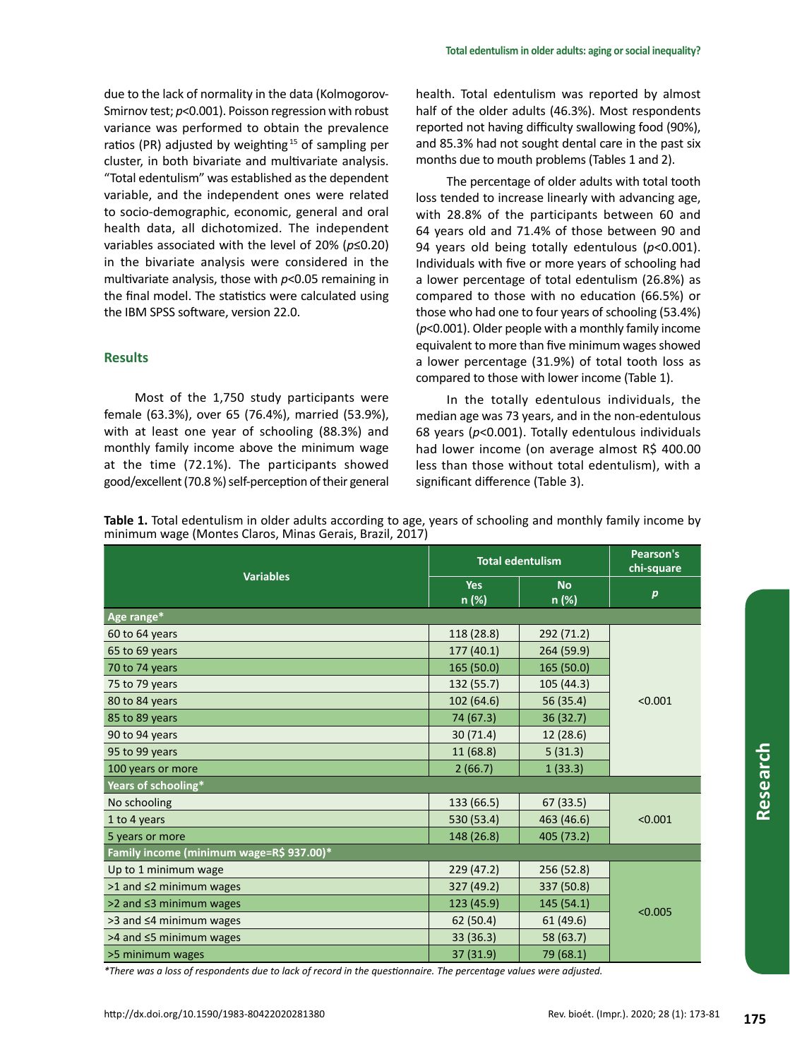due to the lack of normality in the data (Kolmogorov-Smirnov test; $p<0.001$). Poisson regression with robust variance was performed to obtain the prevalence ratios (PR) adjusted by weighting [15] of sampling per cluster, in both bivariate and multivariate analysis. "Total edentulism" was established as the dependent variable, and the independent ones were related to socio-demographic, economic, general and oral health data, all dichotomized. The independent variables associated with the level of 20% ($p\leq0.20$) in the bivariate analysis were considered in the multivariate analysis, those with $p<0.05$ remaining in the final model. The statistics were calculated using the IBM SPSS software, version 22.0.

## Results

Most of the 1,750 study participants were female (63.3%), over 65 (76.4%), married (53.9%), with at least one year of schooling (88.3%) and monthly family income above the minimum wage at the time (72.1%). The participants showed good/excellent (70.8 %) self-perception of their general health. Total edentulism was reported by almost half of the older adults (46.3%). Most respondents reported not having difficulty swallowing food (90%), and 85.3% had not sought dental care in the past six months due to mouth problems (Tables 1 and 2).

The percentage of older adults with total tooth loss tended to increase linearly with advancing age, with 28.8% of the participants between 60 and 64 years old and 71.4% of those between 90 and 94 years old being totally edentulous ($p<0.001$). Individuals with five or more years of schooling had a lower percentage of total edentulism (26.8%) as compared to those with no education (66.5%) or those who had one to four years of schooling (53.4%) ($p<0.001$). Older people with a monthly family income equivalent to more than five minimum wages showed a lower percentage (31.9%) of total tooth loss as compared to those with lower income (Table 1).

In the totally edentulous individuals, the median age was 73 years, and in the non-edentulous 68 years ($p<0.001$). Totally edentulous individuals had lower income (on average almost R$ 400.00 less than those without total edentulism), with a significant difference (Table 3).

**Table 1.** Total edentulism in older adults according to age, years of schooling and monthly family income by minimum wage (Montes Claros, Minas Gerais, Brazil, 2017)

| Variables | Total edentulism | | Pearson's chi-square |
|---|---|---|---|
| | Yes n (%) | No n (%) | p |
| **Age range*** | | | |
| 60 to 64 years | 118 (28.8) | 292 (71.2) | <0.001 |
| 65 to 69 years | 177 (40.1) | 264 (59.9) | |
| 70 to 74 years | 165 (50.0) | 165 (50.0) | |
| 75 to 79 years | 132 (55.7) | 105 (44.3) | |
| 80 to 84 years | 102 (64.6) | 56 (35.4) | |
| 85 to 89 years | 74 (67.3) | 36 (32.7) | |
| 90 to 94 years | 30 (71.4) | 12 (28.6) | |
| 95 to 99 years | 11 (68.8) | 5 (31.3) | |
| 100 years or more | 2 (66.7) | 1 (33.3) | |
| **Years of schooling*** | | | |
| No schooling | 133 (66.5) | 67 (33.5) | <0.001 |
| 1 to 4 years | 530 (53.4) | 463 (46.6) | |
| 5 years or more | 148 (26.8) | 405 (73.2) | |
| **Family income (minimum wage=R$ 937.00)*** | | | |
| Up to 1 minimum wage | 229 (47.2) | 256 (52.8) | <0.005 |
| >1 and ≤2 minimum wages | 327 (49.2) | 337 (50.8) | |
| >2 and ≤3 minimum wages | 123 (45.9) | 145 (54.1) | |
| >3 and ≤4 minimum wages | 62 (50.4) | 61 (49.6) | |
| >4 and ≤5 minimum wages | 33 (36.3) | 58 (63.7) | |
| >5 minimum wages | 37 (31.9) | 79 (68.1) | |

*\*There was a loss of respondents due to lack of record in the questionnaire. The percentage values were adjusted.*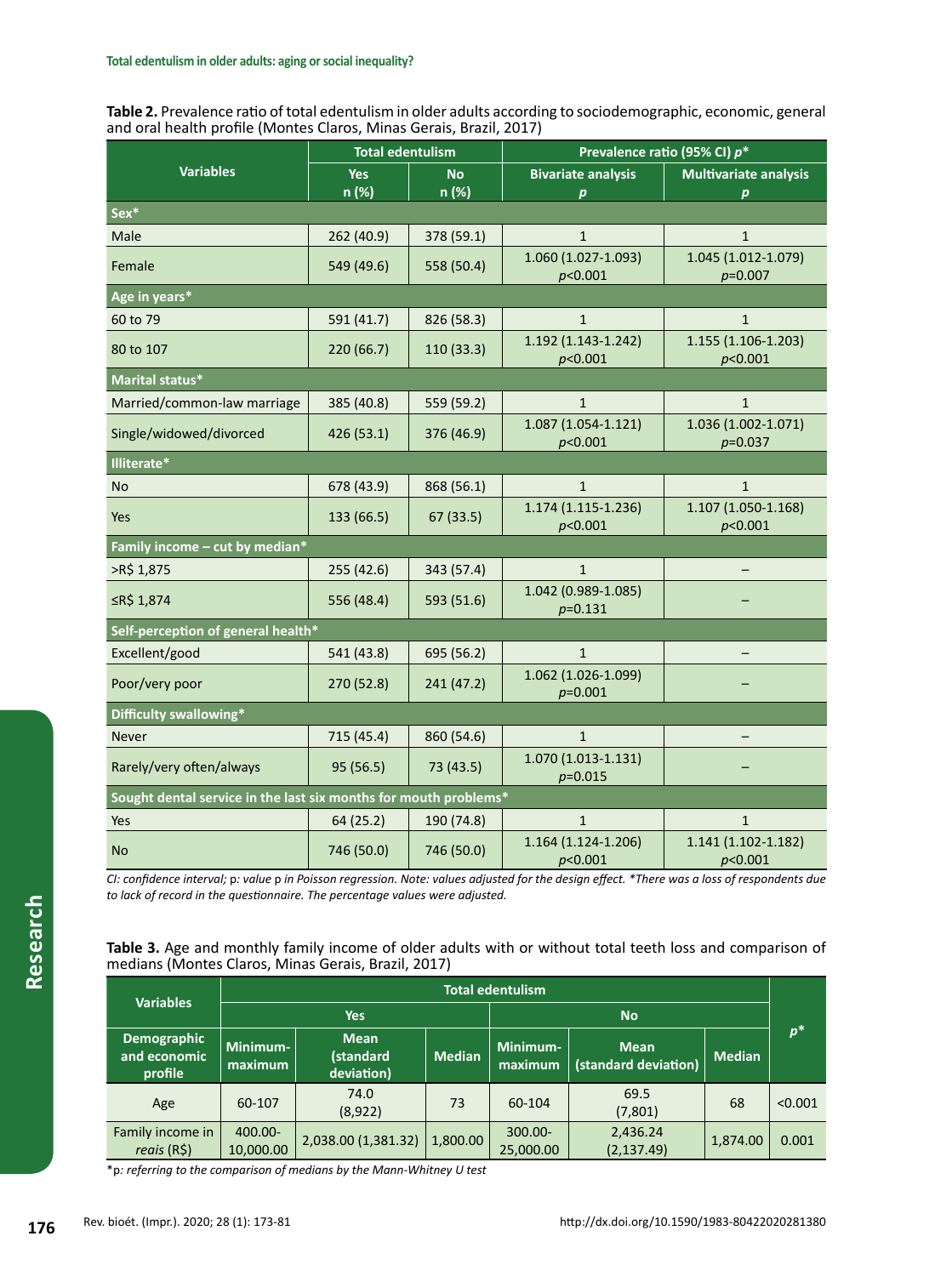**Table 2.** Prevalence ratio of total edentulism in older adults according to sociodemographic, economic, general and oral health profile (Montes Claros, Minas Gerais, Brazil, 2017)

| Variables | Total edentulism | | Prevalence ratio (95% CI) *p** | |
|---|---|---|---|---|
| | Yes n (%) | No n (%) | Bivariate analysis *p* | Multivariate analysis *p* |
| **Sex*** | | | | |
| Male | 262 (40.9) | 378 (59.1) | 1 | 1 |
| Female | 549 (49.6) | 558 (50.4) | 1.060 (1.027-1.093) *p*<0.001 | 1.045 (1.012-1.079) *p*=0.007 |
| **Age in years*** | | | | |
| 60 to 79 | 591 (41.7) | 826 (58.3) | 1 | 1 |
| 80 to 107 | 220 (66.7) | 110 (33.3) | 1.192 (1.143-1.242) *p*<0.001 | 1.155 (1.106-1.203) *p*<0.001 |
| **Marital status*** | | | | |
| Married/common-law marriage | 385 (40.8) | 559 (59.2) | 1 | 1 |
| Single/widowed/divorced | 426 (53.1) | 376 (46.9) | 1.087 (1.054-1.121) *p*<0.001 | 1.036 (1.002-1.071) *p*=0.037 |
| **Illiterate*** | | | | |
| No | 678 (43.9) | 868 (56.1) | 1 | 1 |
| Yes | 133 (66.5) | 67 (33.5) | 1.174 (1.115-1.236) *p*<0.001 | 1.107 (1.050-1.168) *p*<0.001 |
| **Family income – cut by median*** | | | | |
| >R$ 1,875 | 255 (42.6) | 343 (57.4) | 1 | – |
| ≤R$ 1,874 | 556 (48.4) | 593 (51.6) | 1.042 (0.989-1.085) *p*=0.131 | – |
| **Self-perception of general health*** | | | | |
| Excellent/good | 541 (43.8) | 695 (56.2) | 1 | – |
| Poor/very poor | 270 (52.8) | 241 (47.2) | 1.062 (1.026-1.099) *p*=0.001 | – |
| **Difficulty swallowing*** | | | | |
| Never | 715 (45.4) | 860 (54.6) | 1 | – |
| Rarely/very often/always | 95 (56.5) | 73 (43.5) | 1.070 (1.013-1.131) *p*=0.015 | – |
| **Sought dental service in the last six months for mouth problems*** | | | | |
| Yes | 64 (25.2) | 190 (74.8) | 1 | 1 |
| No | 746 (50.0) | 746 (50.0) | 1.164 (1.124-1.206) *p*<0.001 | 1.141 (1.102-1.182) *p*<0.001 |

*CI: confidence interval;* p*: value* p *in Poisson regression. Note: values adjusted for the design effect. *There was a loss of respondents due to lack of record in the questionnaire. The percentage values were adjusted.*

**Table 3.** Age and monthly family income of older adults with or without total teeth loss and comparison of medians (Montes Claros, Minas Gerais, Brazil, 2017)

| Variables | Total edentulism | | | | | | *p** |
|---|---|---|---|---|---|---|---|
| | Yes | | | No | | | |
| Demographic and economic profile | Minimum-maximum | Mean (standard deviation) | Median | Minimum-maximum | Mean (standard deviation) | Median | |
| Age | 60-107 | 74.0 (8,922) | 73 | 60-104 | 69.5 (7,801) | 68 | <0.001 |
| Family income in *reais* (R$) | 400.00-10,000.00 | 2,038.00 (1,381.32) | 1,800.00 | 300.00-25,000.00 | 2,436.24 (2,137.49) | 1,874.00 | 0.001 |

*p*: referring to the comparison of medians by the Mann-Whitney U test*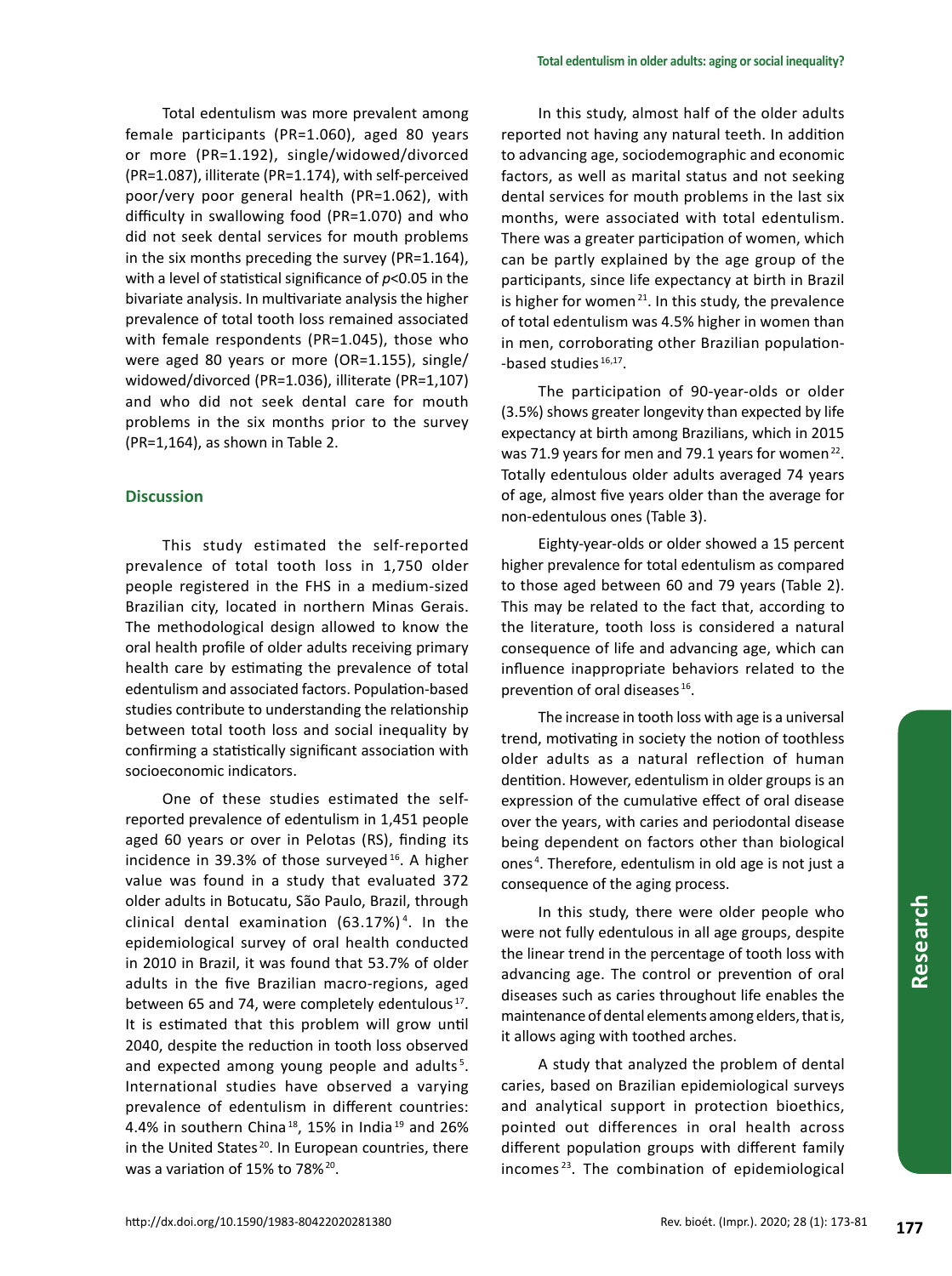Total edentulism was more prevalent among female participants (PR=1.060), aged 80 years or more (PR=1.192), single/widowed/divorced (PR=1.087), illiterate (PR=1.174), with self-perceived poor/very poor general health (PR=1.062), with difficulty in swallowing food (PR=1.070) and who did not seek dental services for mouth problems in the six months preceding the survey (PR=1.164), with a level of statistical significance of $p$<0.05 in the bivariate analysis. In multivariate analysis the higher prevalence of total tooth loss remained associated with female respondents (PR=1.045), those who were aged 80 years or more (OR=1.155), single/widowed/divorced (PR=1.036), illiterate (PR=1,107) and who did not seek dental care for mouth problems in the six months prior to the survey (PR=1,164), as shown in Table 2.

## Discussion

This study estimated the self-reported prevalence of total tooth loss in 1,750 older people registered in the FHS in a medium-sized Brazilian city, located in northern Minas Gerais. The methodological design allowed to know the oral health profile of older adults receiving primary health care by estimating the prevalence of total edentulism and associated factors. Population-based studies contribute to understanding the relationship between total tooth loss and social inequality by confirming a statistically significant association with socioeconomic indicators.

One of these studies estimated the self-reported prevalence of edentulism in 1,451 people aged 60 years or over in Pelotas (RS), finding its incidence in 39.3% of those surveyed [16]. A higher value was found in a study that evaluated 372 older adults in Botucatu, São Paulo, Brazil, through clinical dental examination (63.17%) [4]. In the epidemiological survey of oral health conducted in 2010 in Brazil, it was found that 53.7% of older adults in the five Brazilian macro-regions, aged between 65 and 74, were completely edentulous [17]. It is estimated that this problem will grow until 2040, despite the reduction in tooth loss observed and expected among young people and adults [5]. International studies have observed a varying prevalence of edentulism in different countries: 4.4% in southern China [18], 15% in India [19] and 26% in the United States [20]. In European countries, there was a variation of 15% to 78% [20].

In this study, almost half of the older adults reported not having any natural teeth. In addition to advancing age, sociodemographic and economic factors, as well as marital status and not seeking dental services for mouth problems in the last six months, were associated with total edentulism. There was a greater participation of women, which can be partly explained by the age group of the participants, since life expectancy at birth in Brazil is higher for women [21]. In this study, the prevalence of total edentulism was 4.5% higher in women than in men, corroborating other Brazilian population-based studies [16,17].

The participation of 90-year-olds or older (3.5%) shows greater longevity than expected by life expectancy at birth among Brazilians, which in 2015 was 71.9 years for men and 79.1 years for women [22]. Totally edentulous older adults averaged 74 years of age, almost five years older than the average for non-edentulous ones (Table 3).

Eighty-year-olds or older showed a 15 percent higher prevalence for total edentulism as compared to those aged between 60 and 79 years (Table 2). This may be related to the fact that, according to the literature, tooth loss is considered a natural consequence of life and advancing age, which can influence inappropriate behaviors related to the prevention of oral diseases [16].

The increase in tooth loss with age is a universal trend, motivating in society the notion of toothless older adults as a natural reflection of human dentition. However, edentulism in older groups is an expression of the cumulative effect of oral disease over the years, with caries and periodontal disease being dependent on factors other than biological ones [4]. Therefore, edentulism in old age is not just a consequence of the aging process.

In this study, there were older people who were not fully edentulous in all age groups, despite the linear trend in the percentage of tooth loss with advancing age. The control or prevention of oral diseases such as caries throughout life enables the maintenance of dental elements among elders, that is, it allows aging with toothed arches.

A study that analyzed the problem of dental caries, based on Brazilian epidemiological surveys and analytical support in protection bioethics, pointed out differences in oral health across different population groups with different family incomes [23]. The combination of epidemiological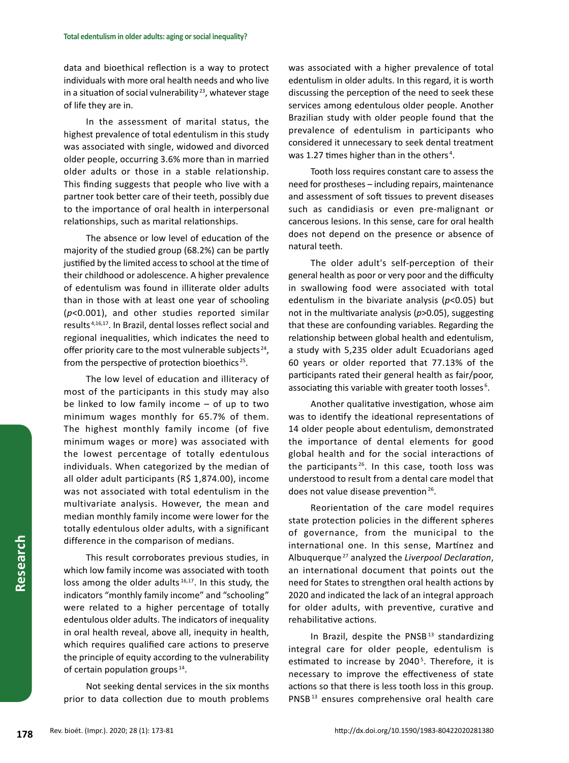data and bioethical reflection is a way to protect individuals with more oral health needs and who live in a situation of social vulnerability [23], whatever stage of life they are in.

In the assessment of marital status, the highest prevalence of total edentulism in this study was associated with single, widowed and divorced older people, occurring 3.6% more than in married older adults or those in a stable relationship. This finding suggests that people who live with a partner took better care of their teeth, possibly due to the importance of oral health in interpersonal relationships, such as marital relationships.

The absence or low level of education of the majority of the studied group (68.2%) can be partly justified by the limited access to school at the time of their childhood or adolescence. A higher prevalence of edentulism was found in illiterate older adults than in those with at least one year of schooling ($p$<0.001), and other studies reported similar results [4,16,17]. In Brazil, dental losses reflect social and regional inequalities, which indicates the need to offer priority care to the most vulnerable subjects [24], from the perspective of protection bioethics [25].

The low level of education and illiteracy of most of the participants in this study may also be linked to low family income – of up to two minimum wages monthly for 65.7% of them. The highest monthly family income (of five minimum wages or more) was associated with the lowest percentage of totally edentulous individuals. When categorized by the median of all older adult participants (R$ 1,874.00), income was not associated with total edentulism in the multivariate analysis. However, the mean and median monthly family income were lower for the totally edentulous older adults, with a significant difference in the comparison of medians.

This result corroborates previous studies, in which low family income was associated with tooth loss among the older adults [16,17]. In this study, the indicators "monthly family income" and "schooling" were related to a higher percentage of totally edentulous older adults. The indicators of inequality in oral health reveal, above all, inequity in health, which requires qualified care actions to preserve the principle of equity according to the vulnerability of certain population groups [14].

Not seeking dental services in the six months prior to data collection due to mouth problems was associated with a higher prevalence of total edentulism in older adults. In this regard, it is worth discussing the perception of the need to seek these services among edentulous older people. Another Brazilian study with older people found that the prevalence of edentulism in participants who considered it unnecessary to seek dental treatment was 1.27 times higher than in the others [4].

Tooth loss requires constant care to assess the need for prostheses – including repairs, maintenance and assessment of soft tissues to prevent diseases such as candidiasis or even pre-malignant or cancerous lesions. In this sense, care for oral health does not depend on the presence or absence of natural teeth.

The older adult's self-perception of their general health as poor or very poor and the difficulty in swallowing food were associated with total edentulism in the bivariate analysis ($p$<0.05) but not in the multivariate analysis ($p$>0.05), suggesting that these are confounding variables. Regarding the relationship between global health and edentulism, a study with 5,235 older adult Ecuadorians aged 60 years or older reported that 77.13% of the participants rated their general health as fair/poor, associating this variable with greater tooth losses [6].

Another qualitative investigation, whose aim was to identify the ideational representations of 14 older people about edentulism, demonstrated the importance of dental elements for good global health and for the social interactions of the participants [26]. In this case, tooth loss was understood to result from a dental care model that does not value disease prevention [26].

Reorientation of the care model requires state protection policies in the different spheres of governance, from the municipal to the international one. In this sense, Martínez and Albuquerque [27] analyzed the *Liverpool Declaration*, an international document that points out the need for States to strengthen oral health actions by 2020 and indicated the lack of an integral approach for older adults, with preventive, curative and rehabilitative actions.

In Brazil, despite the PNSB [13] standardizing integral care for older people, edentulism is estimated to increase by 2040 [5]. Therefore, it is necessary to improve the effectiveness of state actions so that there is less tooth loss in this group. PNSB [13] ensures comprehensive oral health care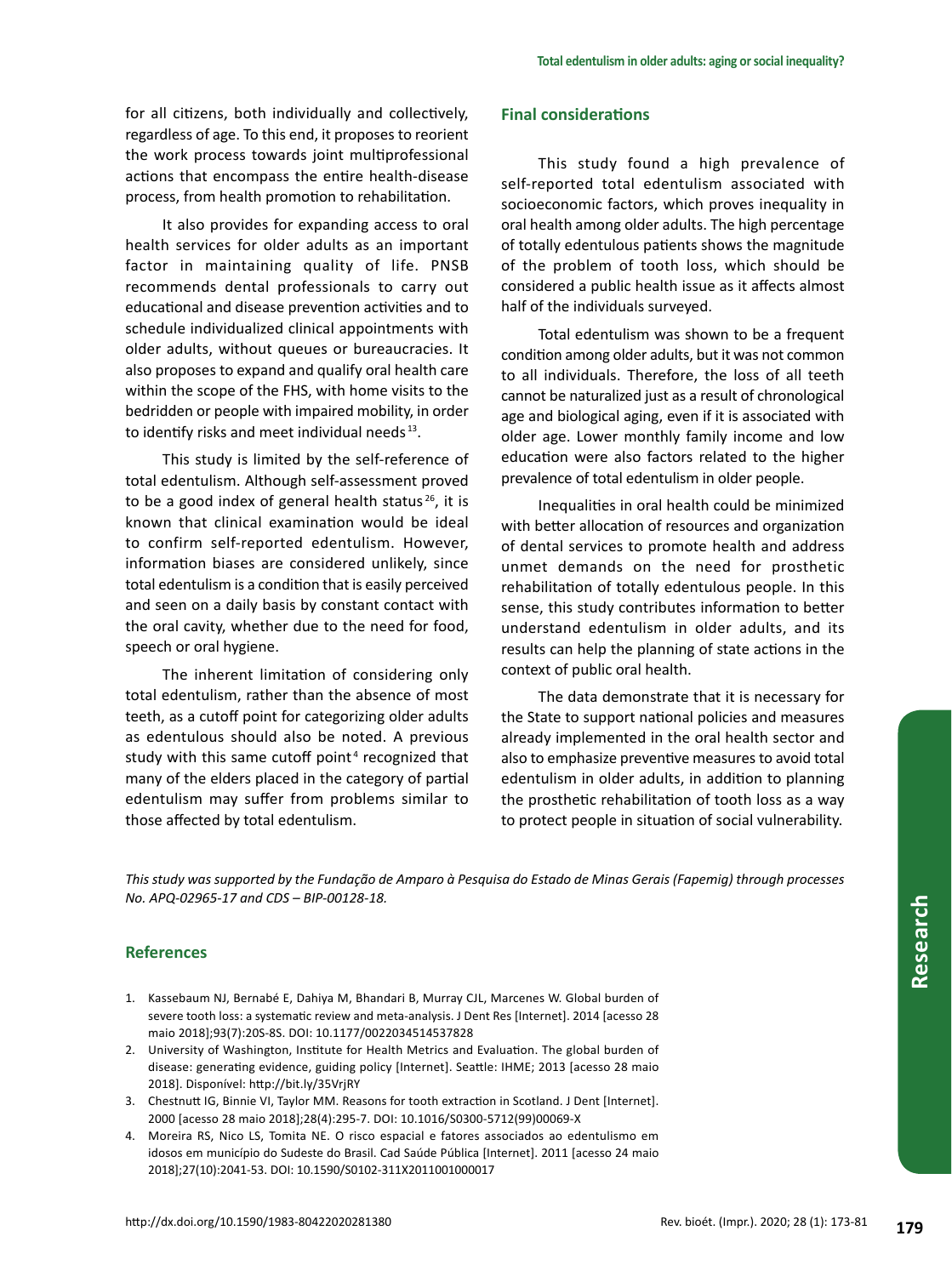for all citizens, both individually and collectively, regardless of age. To this end, it proposes to reorient the work process towards joint multiprofessional actions that encompass the entire health-disease process, from health promotion to rehabilitation.

It also provides for expanding access to oral health services for older adults as an important factor in maintaining quality of life. PNSB recommends dental professionals to carry out educational and disease prevention activities and to schedule individualized clinical appointments with older adults, without queues or bureaucracies. It also proposes to expand and qualify oral health care within the scope of the FHS, with home visits to the bedridden or people with impaired mobility, in order to identify risks and meet individual needs [13].

This study is limited by the self-reference of total edentulism. Although self-assessment proved to be a good index of general health status [26], it is known that clinical examination would be ideal to confirm self-reported edentulism. However, information biases are considered unlikely, since total edentulism is a condition that is easily perceived and seen on a daily basis by constant contact with the oral cavity, whether due to the need for food, speech or oral hygiene.

The inherent limitation of considering only total edentulism, rather than the absence of most teeth, as a cutoff point for categorizing older adults as edentulous should also be noted. A previous study with this same cutoff point [4] recognized that many of the elders placed in the category of partial edentulism may suffer from problems similar to those affected by total edentulism.

## Final considerations

This study found a high prevalence of self-reported total edentulism associated with socioeconomic factors, which proves inequality in oral health among older adults. The high percentage of totally edentulous patients shows the magnitude of the problem of tooth loss, which should be considered a public health issue as it affects almost half of the individuals surveyed.

Total edentulism was shown to be a frequent condition among older adults, but it was not common to all individuals. Therefore, the loss of all teeth cannot be naturalized just as a result of chronological age and biological aging, even if it is associated with older age. Lower monthly family income and low education were also factors related to the higher prevalence of total edentulism in older people.

Inequalities in oral health could be minimized with better allocation of resources and organization of dental services to promote health and address unmet demands on the need for prosthetic rehabilitation of totally edentulous people. In this sense, this study contributes information to better understand edentulism in older adults, and its results can help the planning of state actions in the context of public oral health.

The data demonstrate that it is necessary for the State to support national policies and measures already implemented in the oral health sector and also to emphasize preventive measures to avoid total edentulism in older adults, in addition to planning the prosthetic rehabilitation of tooth loss as a way to protect people in situation of social vulnerability.

*This study was supported by the Fundação de Amparo à Pesquisa do Estado de Minas Gerais (Fapemig) through processes No. APQ-02965-17 and CDS – BIP-00128-18.*

## References

1. Kassebaum NJ, Bernabé E, Dahiya M, Bhandari B, Murray CJL, Marcenes W. Global burden of severe tooth loss: a systematic review and meta-analysis. J Dent Res [Internet]. 2014 [acesso 28 maio 2018];93(7):20S-8S. DOI: 10.1177/0022034514537828
2. University of Washington, Institute for Health Metrics and Evaluation. The global burden of disease: generating evidence, guiding policy [Internet]. Seattle: IHME; 2013 [acesso 28 maio 2018]. Disponível: http://bit.ly/35VrjRY
3. Chestnutt IG, Binnie VI, Taylor MM. Reasons for tooth extraction in Scotland. J Dent [Internet]. 2000 [acesso 28 maio 2018];28(4):295-7. DOI: 10.1016/S0300-5712(99)00069-X
4. Moreira RS, Nico LS, Tomita NE. O risco espacial e fatores associados ao edentulismo em idosos em município do Sudeste do Brasil. Cad Saúde Pública [Internet]. 2011 [acesso 24 maio 2018];27(10):2041-53. DOI: 10.1590/S0102-311X2011001000017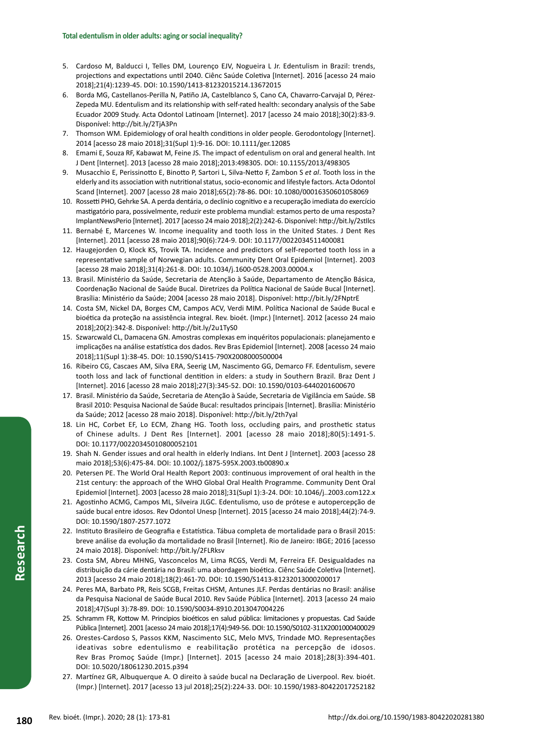5. Cardoso M, Balducci I, Telles DM, Lourenço EJV, Nogueira L Jr. Edentulism in Brazil: trends, projections and expectations until 2040. Ciênc Saúde Coletiva [Internet]. 2016 [acesso 24 maio 2018];21(4):1239-45. DOI: 10.1590/1413-81232015214.13672015
6. Borda MG, Castellanos-Perilla N, Patiño JA, Castelblanco S, Cano CA, Chavarro-Carvajal D, Pérez-Zepeda MU. Edentulism and its relationship with self-rated health: secondary analysis of the Sabe Ecuador 2009 Study. Acta Odontol Latinoam [Internet]. 2017 [acesso 24 maio 2018];30(2):83-9. Disponível: http://bit.ly/2TjA3Pn
7. Thomson WM. Epidemiology of oral health conditions in older people. Gerodontology [Internet]. 2014 [acesso 28 maio 2018];31(Supl 1):9-16. DOI: 10.1111/ger.12085
8. Emami E, Souza RF, Kabawat M, Feine JS. The impact of edentulism on oral and general health. Int J Dent [Internet]. 2013 [acesso 28 maio 2018];2013:498305. DOI: 10.1155/2013/498305
9. Musacchio E, Perissinotto E, Binotto P, Sartori L, Silva-Netto F, Zambon S *et al*. Tooth loss in the elderly and its association with nutritional status, socio-economic and lifestyle factors. Acta Odontol Scand [Internet]. 2007 [acesso 28 maio 2018];65(2):78-86. DOI: 10.1080/00016350601058069
10. Rossetti PHO, Gehrke SA. A perda dentária, o declínio cognitivo e a recuperação imediata do exercício mastigatório para, possivelmente, reduzir este problema mundial: estamos perto de uma resposta? ImplantNewsPerio [Internet]. 2017 [acesso 24 maio 2018];2(2):242-6. Disponível: http://bit.ly/2stIlcs
11. Bernabé E, Marcenes W. Income inequality and tooth loss in the United States. J Dent Res [Internet]. 2011 [acesso 28 maio 2018];90(6):724-9. DOI: 10.1177/0022034511400081
12. Haugejorden O, Klock KS, Trovik TA. Incidence and predictors of self-reported tooth loss in a representative sample of Norwegian adults. Community Dent Oral Epidemiol [Internet]. 2003 [acesso 28 maio 2018];31(4):261-8. DOI: 10.1034/j.1600-0528.2003.00004.x
13. Brasil. Ministério da Saúde, Secretaria de Atenção à Saúde, Departamento de Atenção Básica, Coordenação Nacional de Saúde Bucal. Diretrizes da Política Nacional de Saúde Bucal [Internet]. Brasília: Ministério da Saúde; 2004 [acesso 28 maio 2018]. Disponível: http://bit.ly/2FNptrE
14. Costa SM, Nickel DA, Borges CM, Campos ACV, Verdi MIM. Política Nacional de Saúde Bucal e bioética da proteção na assistência integral. Rev. bioét. (Impr.) [Internet]. 2012 [acesso 24 maio 2018];20(2):342-8. Disponível: http://bit.ly/2u1TyS0
15. Szwarcwald CL, Damacena GN. Amostras complexas em inquéritos populacionais: planejamento e implicações na análise estatística dos dados. Rev Bras Epidemiol [Internet]. 2008 [acesso 24 maio 2018];11(Supl 1):38-45. DOI: 10.1590/S1415-790X2008000500004
16. Ribeiro CG, Cascaes AM, Silva ERA, Seerig LM, Nascimento GG, Demarco FF. Edentulism, severe tooth loss and lack of functional dentition in elders: a study in Southern Brazil. Braz Dent J [Internet]. 2016 [acesso 28 maio 2018];27(3):345-52. DOI: 10.1590/0103-6440201600670
17. Brasil. Ministério da Saúde, Secretaria de Atenção à Saúde, Secretaria de Vigilância em Saúde. SB Brasil 2010: Pesquisa Nacional de Saúde Bucal: resultados principais [Internet]. Brasília: Ministério da Saúde; 2012 [acesso 28 maio 2018]. Disponível: http://bit.ly/2th7yal
18. Lin HC, Corbet EF, Lo ECM, Zhang HG. Tooth loss, occluding pairs, and prosthetic status of Chinese adults. J Dent Res [Internet]. 2001 [acesso 28 maio 2018];80(5):1491-5. DOI: 10.1177/00220345010800052101
19. Shah N. Gender issues and oral health in elderly Indians. Int Dent J [Internet]. 2003 [acesso 28 maio 2018];53(6):475-84. DOI: 10.1002/j.1875-595X.2003.tb00890.x
20. Petersen PE. The World Oral Health Report 2003: continuous improvement of oral health in the 21st century: the approach of the WHO Global Oral Health Programme. Community Dent Oral Epidemiol [Internet]. 2003 [acesso 28 maio 2018];31(Supl 1):3-24. DOI: 10.1046/j..2003.com122.x
21. Agostinho ACMG, Campos ML, Silveira JLGC. Edentulismo, uso de prótese e autopercepção de saúde bucal entre idosos. Rev Odontol Unesp [Internet]. 2015 [acesso 24 maio 2018];44(2):74-9. DOI: 10.1590/1807-2577.1072
22. Instituto Brasileiro de Geografia e Estatística. Tábua completa de mortalidade para o Brasil 2015: breve análise da evolução da mortalidade no Brasil [Internet]. Rio de Janeiro: IBGE; 2016 [acesso 24 maio 2018]. Disponível: http://bit.ly/2FLRksv
23. Costa SM, Abreu MHNG, Vasconcelos M, Lima RCGS, Verdi M, Ferreira EF. Desigualdades na distribuição da cárie dentária no Brasil: uma abordagem bioética. Ciênc Saúde Coletiva [Internet]. 2013 [acesso 24 maio 2018];18(2):461-70. DOI: 10.1590/S1413-81232013000200017
24. Peres MA, Barbato PR, Reis SCGB, Freitas CHSM, Antunes JLF. Perdas dentárias no Brasil: análise da Pesquisa Nacional de Saúde Bucal 2010. Rev Saúde Pública [Internet]. 2013 [acesso 24 maio 2018];47(Supl 3):78-89. DOI: 10.1590/S0034-8910.2013047004226
25. Schramm FR, Kottow M. Principios bioéticos en salud pública: limitaciones y propuestas. Cad Saúde Pública [Internet]. 2001 [acesso 24 maio 2018];17(4):949-56. DOI: 10.1590/S0102-311X2001000400029
26. Orestes-Cardoso S, Passos KKM, Nascimento SLC, Melo MVS, Trindade MO. Representações ideativas sobre edentulismo e reabilitação protética na percepção de idosos. Rev Bras Promoç Saúde (Impr.) [Internet]. 2015 [acesso 24 maio 2018];28(3):394-401. DOI: 10.5020/18061230.2015.p394
27. Martínez GR, Albuquerque A. O direito à saúde bucal na Declaração de Liverpool. Rev. bioét. (Impr.) [Internet]. 2017 [acesso 13 jul 2018];25(2):224-33. DOI: 10.1590/1983-80422017252182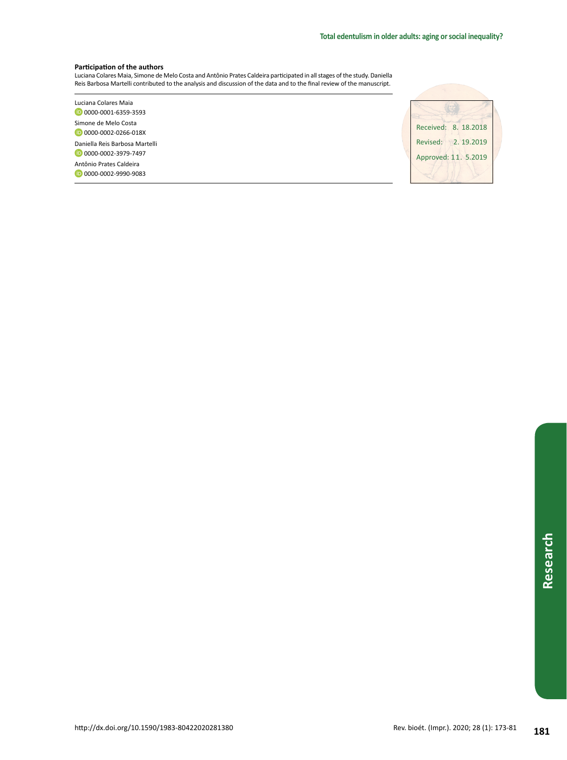**Participation of the authors**

Luciana Colares Maia, Simone de Melo Costa and Antônio Prates Caldeira participated in all stages of the study. Daniella Reis Barbosa Martelli contributed to the analysis and discussion of the data and to the final review of the manuscript.

Luciana Colares Maia
0000-0001-6359-3593

Simone de Melo Costa
0000-0002-0266-018X

Daniella Reis Barbosa Martelli
0000-0002-3979-7497

Antônio Prates Caldeira
0000-0002-9990-9083

Received: 8. 18.2018

Revised: 2. 19.2019

Approved: 11. 5.2019